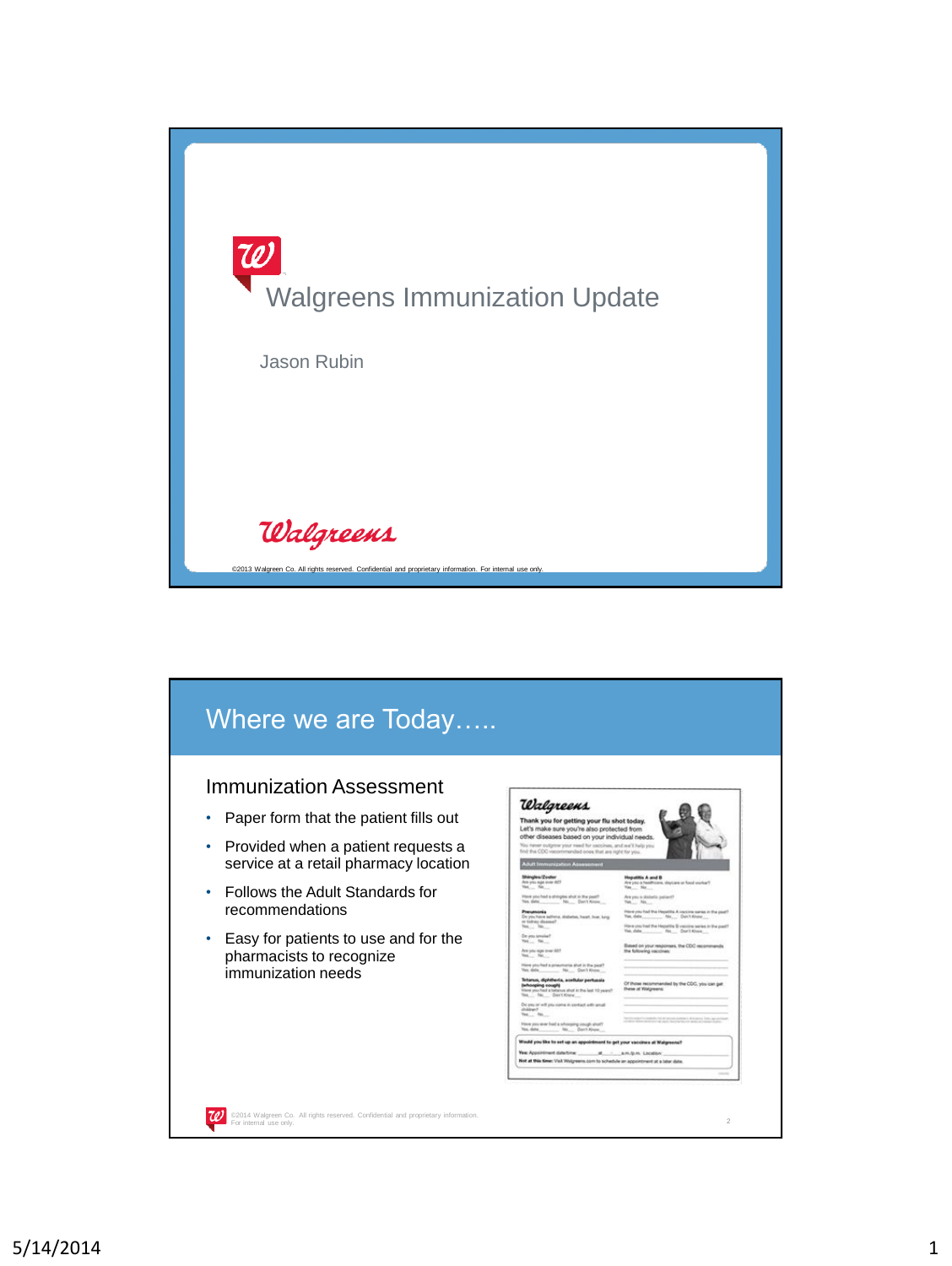# Walgreens Immunization Update

Jason Rubin

Walgreens

©2013 Walgreen Co. All rights reserved. Confidential and proprietary information. For internal use only.

## Where we are Today…..

### Immunization Assessment

- Paper form that the patient fills out
- Provided when a patient requests a service at a retail pharmacy location
- Follows the Adult Standards for recommendations
- Easy for patients to use and for the pharmacists to recognize immunization needs

©2014 Walgreen Co. All rights reserved. Confidential and proprietary information. For internal use only.

5/14/2014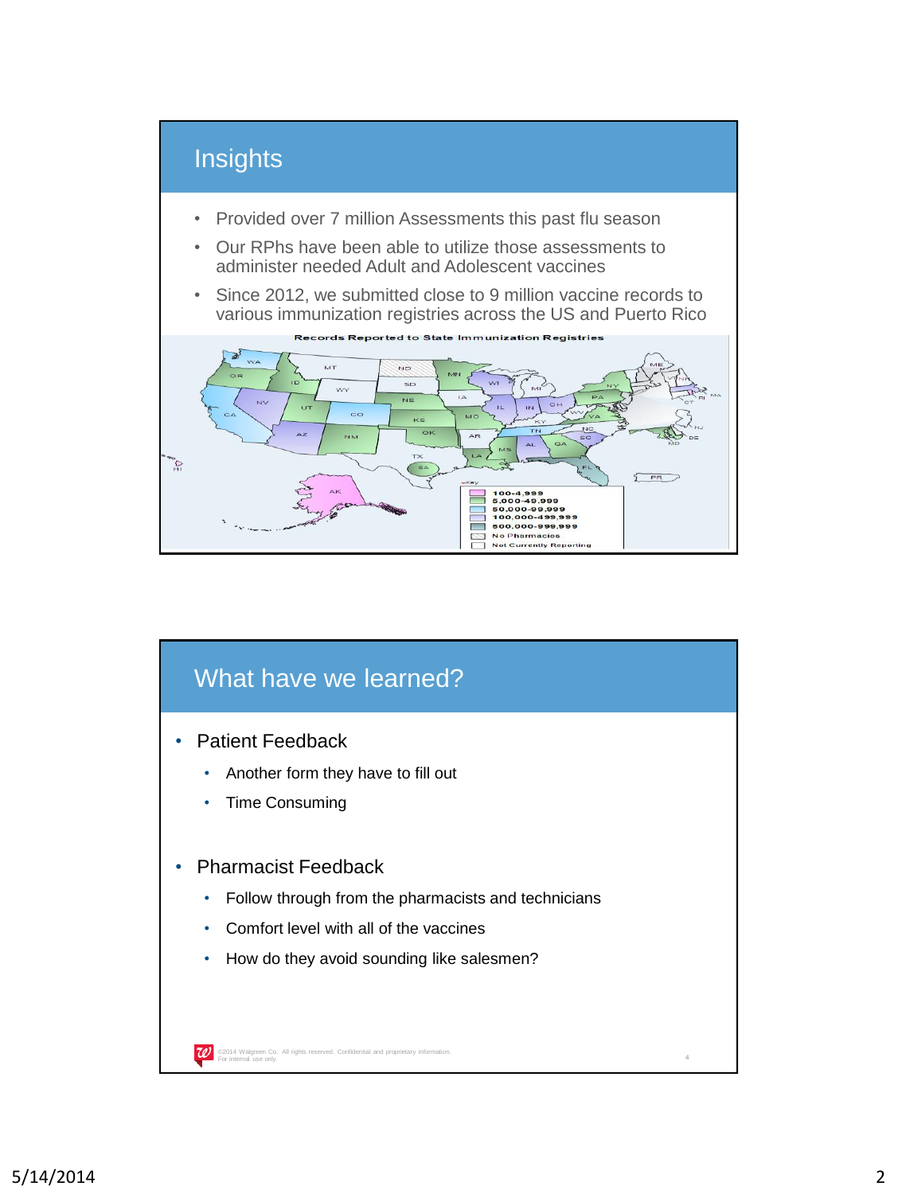## Insights

- Provided over 7 million Assessments this past flu season
- Our RPhs have been able to utilize those assessments to administer needed Adult and Adolescent vaccines
- Since 2012, we submitted close to 9 million vaccine records to various immunization registries across the US and Puerto Rico

Records Reported to State Immunization Registries

Key

100-4,999

5,000-49,999

50,000-99,999

100,000-499,999

500,000-999,999

No Pharmacies

Not Currently Reporting

## What have we learned?

- Patient Feedback
  - Another form they have to fill out
  - Time Consuming
- Pharmacist Feedback
  - Follow through from the pharmacists and technicians
  - Comfort level with all of the vaccines
  - How do they avoid sounding like salesmen?

©2014 Walgreen Co. All rights reserved. Confidential and proprietary information. For internal use only.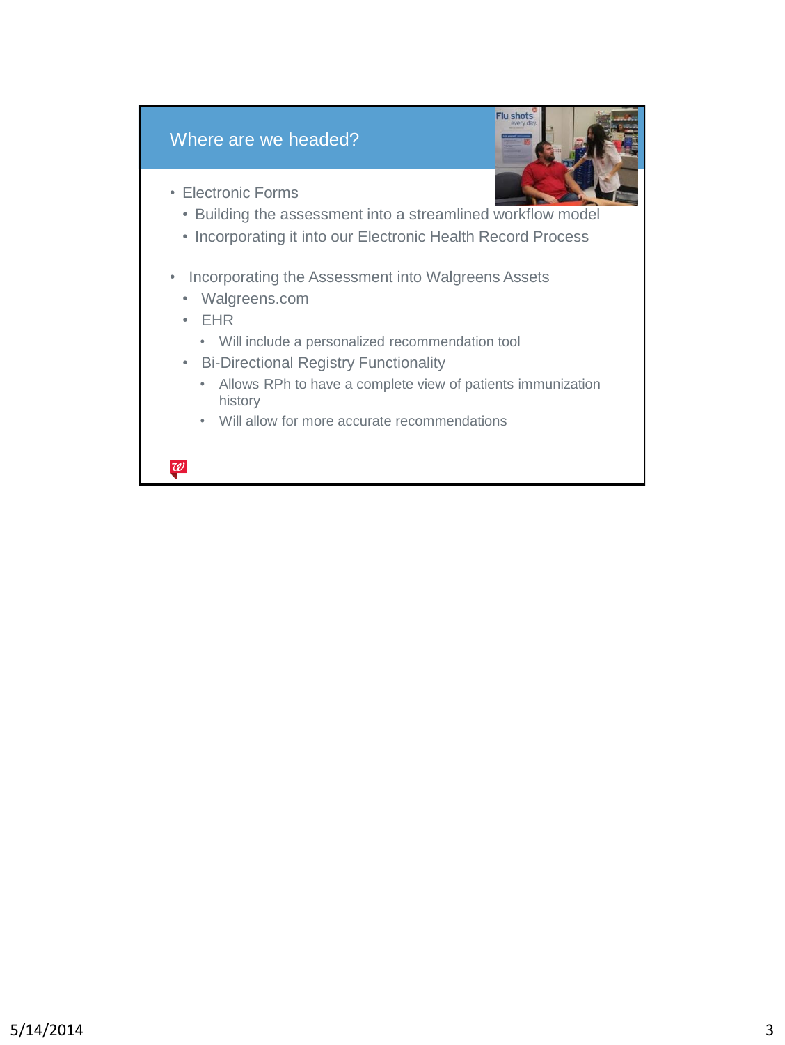## Where are we headed?

- Electronic Forms
  - Building the assessment into a streamlined workflow model
  - Incorporating it into our Electronic Health Record Process

- Incorporating the Assessment into Walgreens Assets
  - Walgreens.com
  - EHR
    - Will include a personalized recommendation tool
  - Bi-Directional Registry Functionality
    - Allows RPh to have a complete view of patients immunization history
    - Will allow for more accurate recommendations